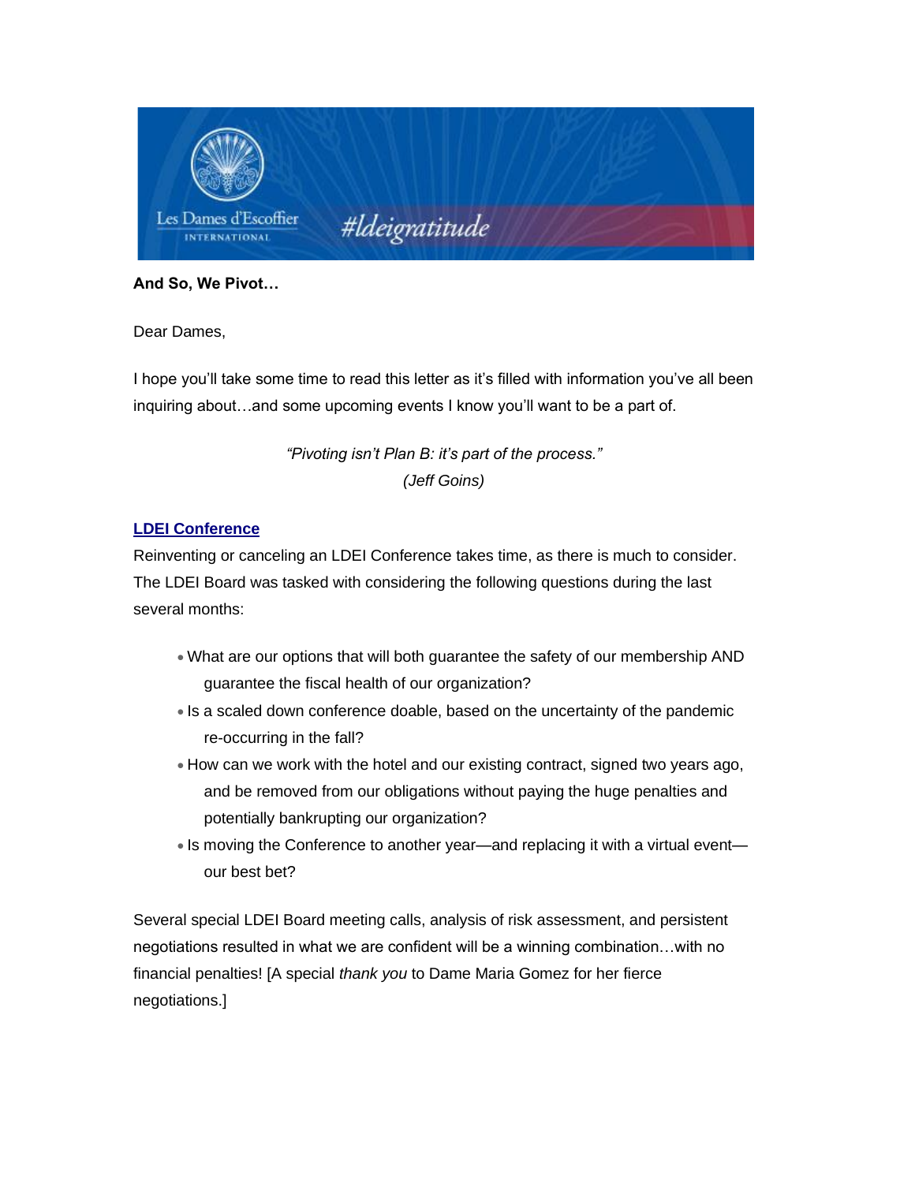**And So, We Pivot…**

Dear Dames,

I hope you'll take some time to read this letter as it's filled with information you've all been inquiring about…and some upcoming events I know you'll want to be a part of.

*"Pivoting isn't Plan B: it's part of the process."*
*(Jeff Goins)*

**LDEI Conference**

Reinventing or canceling an LDEI Conference takes time, as there is much to consider. The LDEI Board was tasked with considering the following questions during the last several months:

- What are our options that will both guarantee the safety of our membership AND guarantee the fiscal health of our organization?
- Is a scaled down conference doable, based on the uncertainty of the pandemic re-occurring in the fall?
- How can we work with the hotel and our existing contract, signed two years ago, and be removed from our obligations without paying the huge penalties and potentially bankrupting our organization?
- Is moving the Conference to another year—and replacing it with a virtual event—our best bet?

Several special LDEI Board meeting calls, analysis of risk assessment, and persistent negotiations resulted in what we are confident will be a winning combination…with no financial penalties! [A special *thank you* to Dame Maria Gomez for her fierce negotiations.]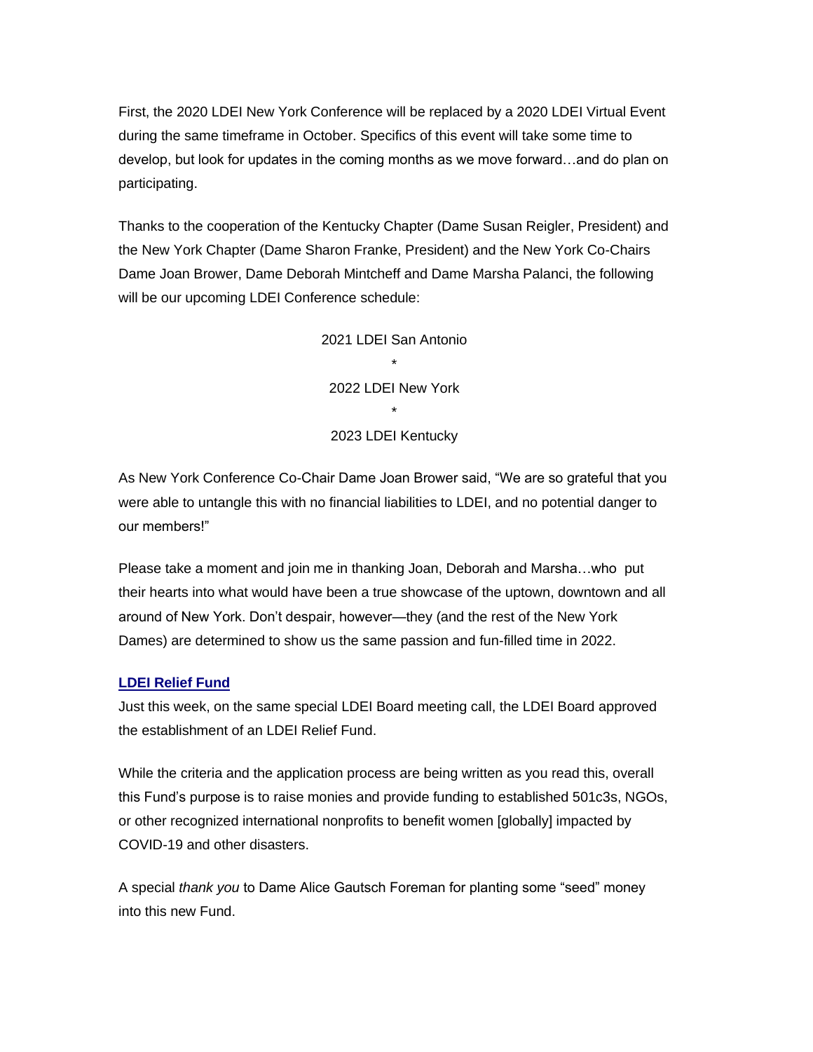First, the 2020 LDEI New York Conference will be replaced by a 2020 LDEI Virtual Event during the same timeframe in October. Specifics of this event will take some time to develop, but look for updates in the coming months as we move forward…and do plan on participating.

Thanks to the cooperation of the Kentucky Chapter (Dame Susan Reigler, President) and the New York Chapter (Dame Sharon Franke, President) and the New York Co-Chairs Dame Joan Brower, Dame Deborah Mintcheff and Dame Marsha Palanci, the following will be our upcoming LDEI Conference schedule:

2021 LDEI San Antonio

*

2022 LDEI New York

*

2023 LDEI Kentucky

As New York Conference Co-Chair Dame Joan Brower said, "We are so grateful that you were able to untangle this with no financial liabilities to LDEI, and no potential danger to our members!"

Please take a moment and join me in thanking Joan, Deborah and Marsha…who put their hearts into what would have been a true showcase of the uptown, downtown and all around of New York. Don't despair, however—they (and the rest of the New York Dames) are determined to show us the same passion and fun-filled time in 2022.

**LDEI Relief Fund**

Just this week, on the same special LDEI Board meeting call, the LDEI Board approved the establishment of an LDEI Relief Fund.

While the criteria and the application process are being written as you read this, overall this Fund's purpose is to raise monies and provide funding to established 501c3s, NGOs, or other recognized international nonprofits to benefit women [globally] impacted by COVID-19 and other disasters.

A special *thank you* to Dame Alice Gautsch Foreman for planting some "seed" money into this new Fund.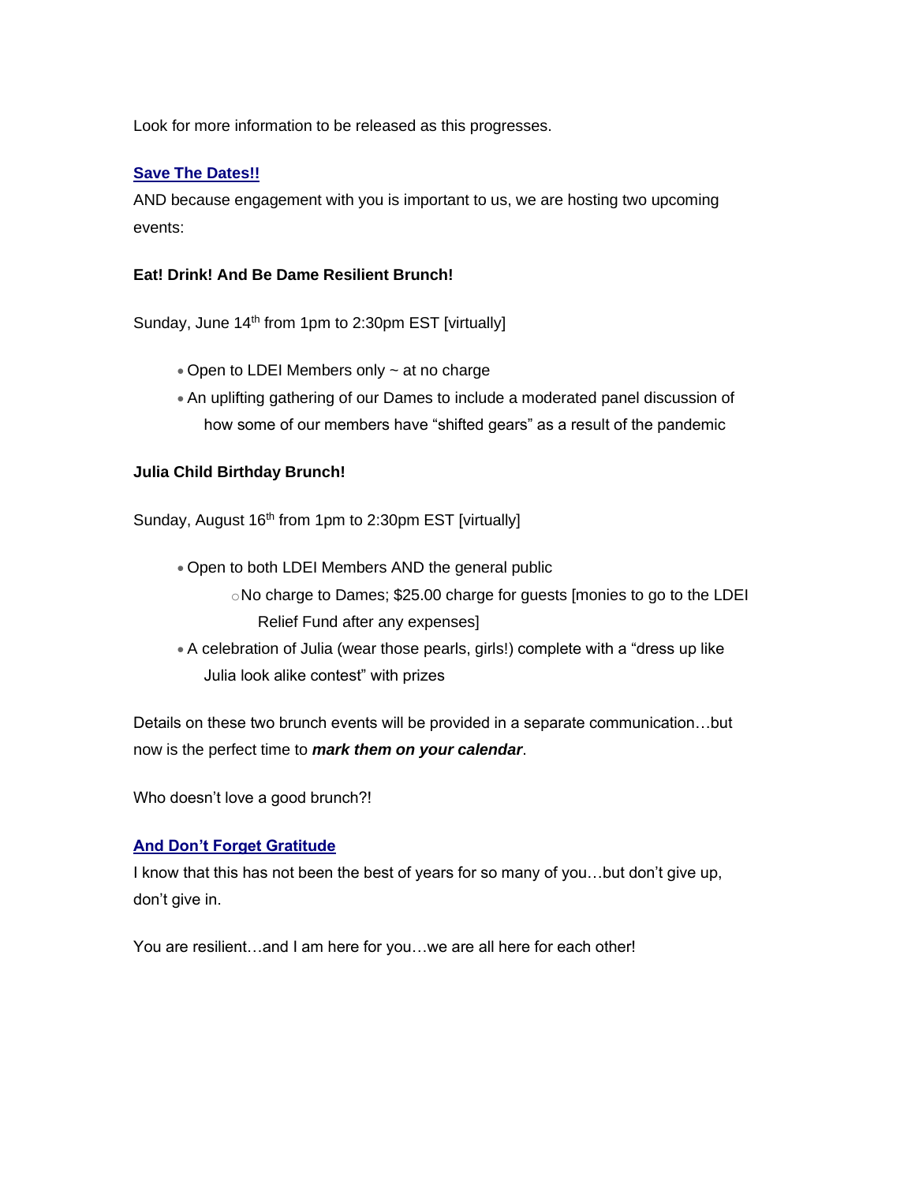Look for more information to be released as this progresses.

## Save The Dates!!

AND because engagement with you is important to us, we are hosting two upcoming events:

**Eat! Drink! And Be Dame Resilient Brunch!**

Sunday, June 14th from 1pm to 2:30pm EST [virtually]

- Open to LDEI Members only ~ at no charge
- An uplifting gathering of our Dames to include a moderated panel discussion of how some of our members have "shifted gears" as a result of the pandemic

**Julia Child Birthday Brunch!**

Sunday, August 16th from 1pm to 2:30pm EST [virtually]

- Open to both LDEI Members AND the general public
    - No charge to Dames; $25.00 charge for guests [monies to go to the LDEI Relief Fund after any expenses]
- A celebration of Julia (wear those pearls, girls!) complete with a "dress up like Julia look alike contest" with prizes

Details on these two brunch events will be provided in a separate communication…but now is the perfect time to ***mark them on your calendar***.

Who doesn't love a good brunch?!

## And Don't Forget Gratitude

I know that this has not been the best of years for so many of you…but don't give up, don't give in.

You are resilient…and I am here for you…we are all here for each other!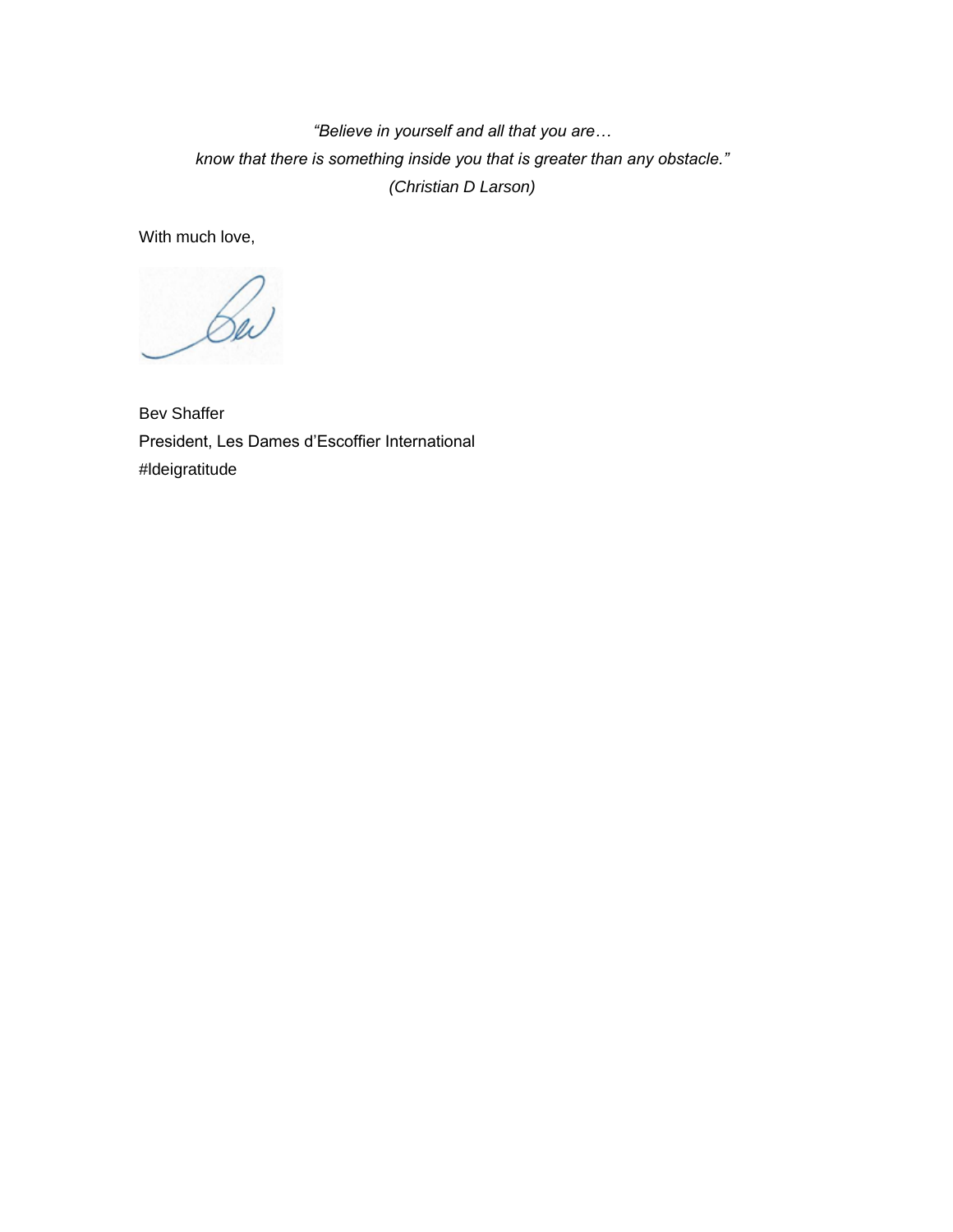*"Believe in yourself and all that you are…*
*know that there is something inside you that is greater than any obstacle."*
*(Christian D Larson)*

With much love,

Bev Shaffer
President, Les Dames d'Escoffier International
#ldeigratitude